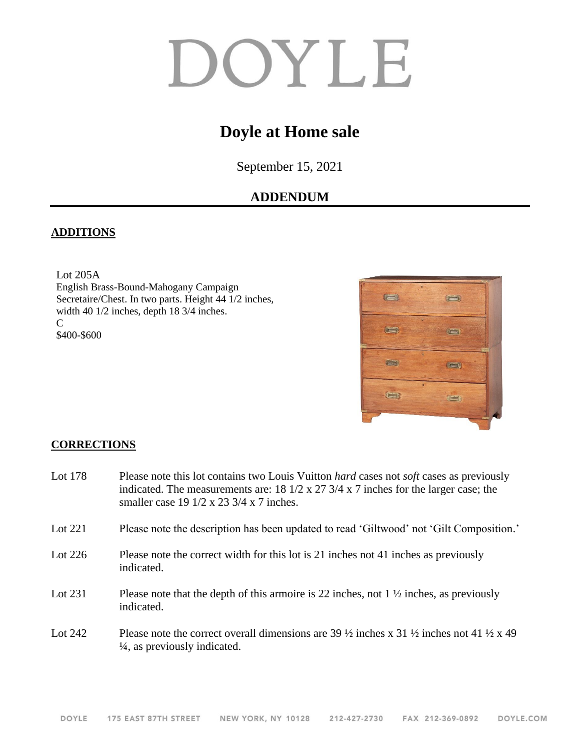# DOYLE

## Doyle at Home sale

September 15, 2021

## ADDENDUM

### ADDITIONS

Lot 205A
English Brass-Bound-Mahogany Campaign Secretaire/Chest. In two parts. Height 44 1/2 inches, width 40 1/2 inches, depth 18 3/4 inches.
C
$400-$600

### CORRECTIONS

| | |
|---|---|
| Lot 178 | Please note this lot contains two Louis Vuitton *hard* cases not *soft* cases as previously indicated. The measurements are: 18 1/2 x 27 3/4 x 7 inches for the larger case; the smaller case 19 1/2 x 23 3/4 x 7 inches. |
| Lot 221 | Please note the description has been updated to read 'Giltwood' not 'Gilt Composition.' |
| Lot 226 | Please note the correct width for this lot is 21 inches not 41 inches as previously indicated. |
| Lot 231 | Please note that the depth of this armoire is 22 inches, not 1 ½ inches, as previously indicated. |
| Lot 242 | Please note the correct overall dimensions are 39 ½ inches x 31 ½ inches not 41 ½ x 49 ¼, as previously indicated. |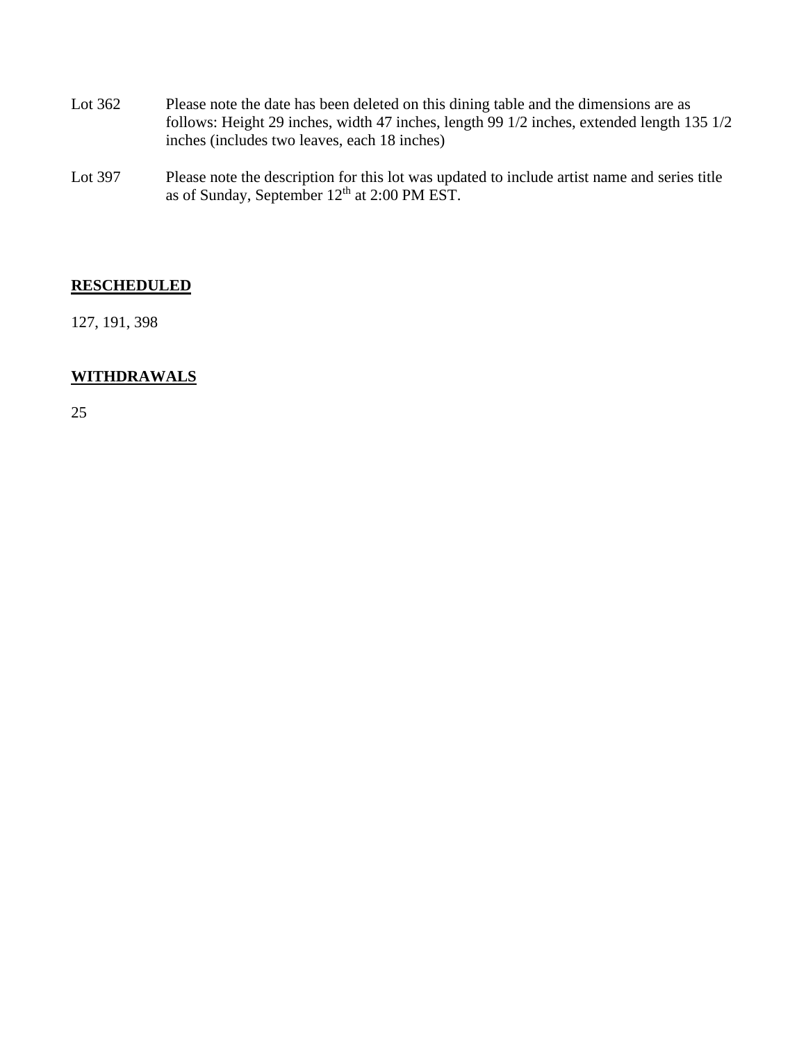Lot 362 Please note the date has been deleted on this dining table and the dimensions are as follows: Height 29 inches, width 47 inches, length 99 1/2 inches, extended length 135 1/2 inches (includes two leaves, each 18 inches)

Lot 397 Please note the description for this lot was updated to include artist name and series title as of Sunday, September 12th at 2:00 PM EST.

**RESCHEDULED**

127, 191, 398

**WITHDRAWALS**

25